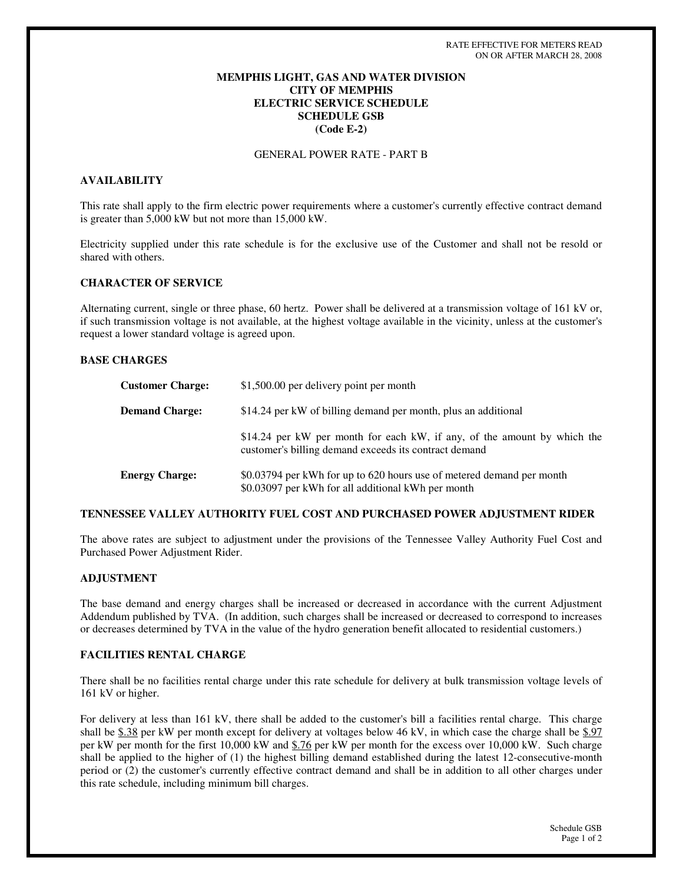RATE EFFECTIVE FOR METERS READ
ON OR AFTER MARCH 28, 2008

**MEMPHIS LIGHT, GAS AND WATER DIVISION**
**CITY OF MEMPHIS**
**ELECTRIC SERVICE SCHEDULE**
**SCHEDULE GSB**
**(Code E-2)**

GENERAL POWER RATE - PART B

## AVAILABILITY

This rate shall apply to the firm electric power requirements where a customer's currently effective contract demand is greater than 5,000 kW but not more than 15,000 kW.

Electricity supplied under this rate schedule is for the exclusive use of the Customer and shall not be resold or shared with others.

## CHARACTER OF SERVICE

Alternating current, single or three phase, 60 hertz. Power shall be delivered at a transmission voltage of 161 kV or, if such transmission voltage is not available, at the highest voltage available in the vicinity, unless at the customer's request a lower standard voltage is agreed upon.

## BASE CHARGES

**Customer Charge:** $1,500.00 per delivery point per month

**Demand Charge:** $14.24 per kW of billing demand per month, plus an additional

$14.24 per kW per month for each kW, if any, of the amount by which the customer's billing demand exceeds its contract demand

**Energy Charge:** $0.03794 per kWh for up to 620 hours use of metered demand per month
$0.03097 per kWh for all additional kWh per month

## TENNESSEE VALLEY AUTHORITY FUEL COST AND PURCHASED POWER ADJUSTMENT RIDER

The above rates are subject to adjustment under the provisions of the Tennessee Valley Authority Fuel Cost and Purchased Power Adjustment Rider.

## ADJUSTMENT

The base demand and energy charges shall be increased or decreased in accordance with the current Adjustment Addendum published by TVA. (In addition, such charges shall be increased or decreased to correspond to increases or decreases determined by TVA in the value of the hydro generation benefit allocated to residential customers.)

## FACILITIES RENTAL CHARGE

There shall be no facilities rental charge under this rate schedule for delivery at bulk transmission voltage levels of 161 kV or higher.

For delivery at less than 161 kV, there shall be added to the customer's bill a facilities rental charge. This charge shall be $.38 per kW per month except for delivery at voltages below 46 kV, in which case the charge shall be $.97 per kW per month for the first 10,000 kW and $.76 per kW per month for the excess over 10,000 kW. Such charge shall be applied to the higher of (1) the highest billing demand established during the latest 12-consecutive-month period or (2) the customer's currently effective contract demand and shall be in addition to all other charges under this rate schedule, including minimum bill charges.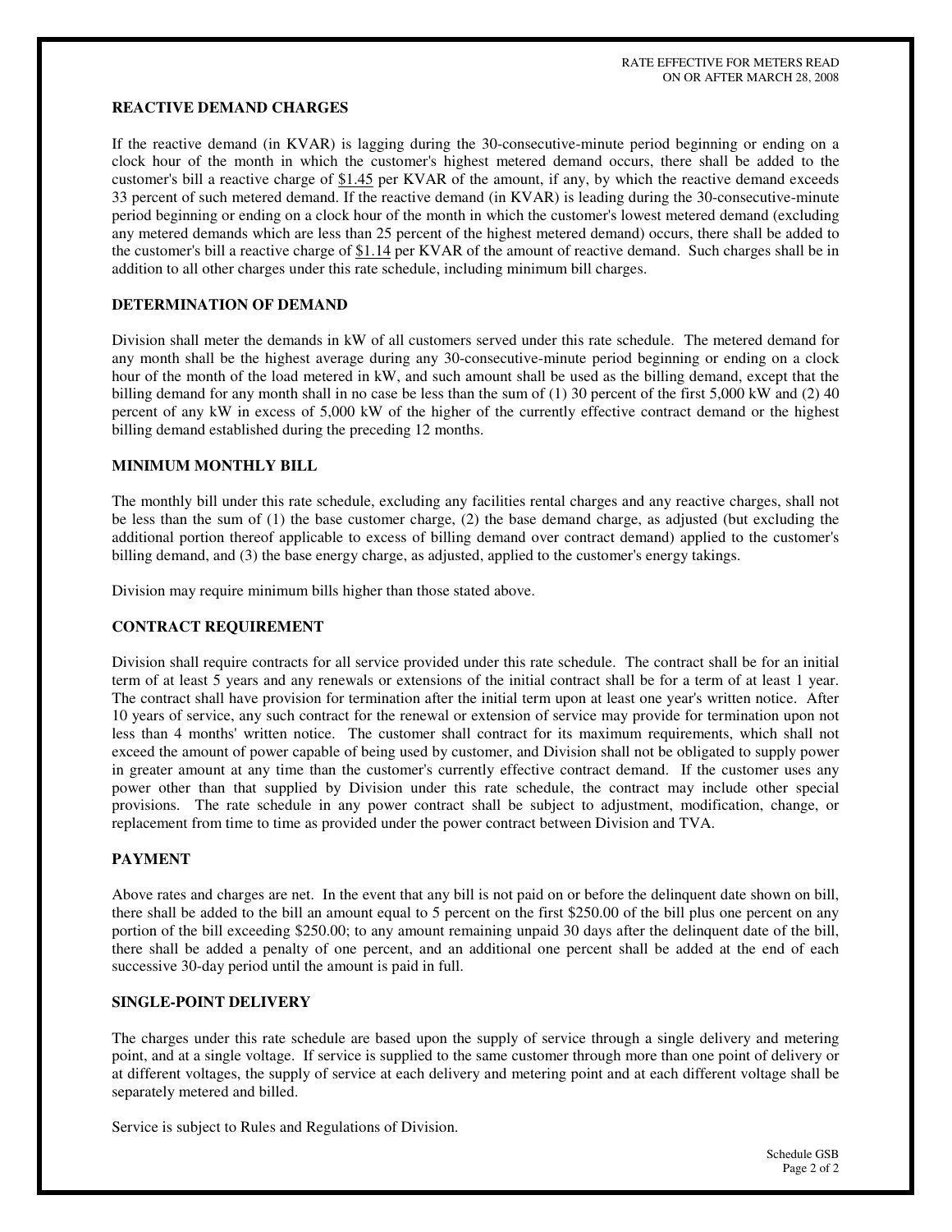RATE EFFECTIVE FOR METERS READ ON OR AFTER MARCH 28, 2008

## REACTIVE DEMAND CHARGES

If the reactive demand (in KVAR) is lagging during the 30-consecutive-minute period beginning or ending on a clock hour of the month in which the customer's highest metered demand occurs, there shall be added to the customer's bill a reactive charge of $1.45 per KVAR of the amount, if any, by which the reactive demand exceeds 33 percent of such metered demand. If the reactive demand (in KVAR) is leading during the 30-consecutive-minute period beginning or ending on a clock hour of the month in which the customer's lowest metered demand (excluding any metered demands which are less than 25 percent of the highest metered demand) occurs, there shall be added to the customer's bill a reactive charge of $1.14 per KVAR of the amount of reactive demand. Such charges shall be in addition to all other charges under this rate schedule, including minimum bill charges.

## DETERMINATION OF DEMAND

Division shall meter the demands in kW of all customers served under this rate schedule. The metered demand for any month shall be the highest average during any 30-consecutive-minute period beginning or ending on a clock hour of the month of the load metered in kW, and such amount shall be used as the billing demand, except that the billing demand for any month shall in no case be less than the sum of (1) 30 percent of the first 5,000 kW and (2) 40 percent of any kW in excess of 5,000 kW of the higher of the currently effective contract demand or the highest billing demand established during the preceding 12 months.

## MINIMUM MONTHLY BILL

The monthly bill under this rate schedule, excluding any facilities rental charges and any reactive charges, shall not be less than the sum of (1) the base customer charge, (2) the base demand charge, as adjusted (but excluding the additional portion thereof applicable to excess of billing demand over contract demand) applied to the customer's billing demand, and (3) the base energy charge, as adjusted, applied to the customer's energy takings.

Division may require minimum bills higher than those stated above.

## CONTRACT REQUIREMENT

Division shall require contracts for all service provided under this rate schedule. The contract shall be for an initial term of at least 5 years and any renewals or extensions of the initial contract shall be for a term of at least 1 year. The contract shall have provision for termination after the initial term upon at least one year's written notice. After 10 years of service, any such contract for the renewal or extension of service may provide for termination upon not less than 4 months' written notice. The customer shall contract for its maximum requirements, which shall not exceed the amount of power capable of being used by customer, and Division shall not be obligated to supply power in greater amount at any time than the customer's currently effective contract demand. If the customer uses any power other than that supplied by Division under this rate schedule, the contract may include other special provisions. The rate schedule in any power contract shall be subject to adjustment, modification, change, or replacement from time to time as provided under the power contract between Division and TVA.

## PAYMENT

Above rates and charges are net. In the event that any bill is not paid on or before the delinquent date shown on bill, there shall be added to the bill an amount equal to 5 percent on the first $250.00 of the bill plus one percent on any portion of the bill exceeding $250.00; to any amount remaining unpaid 30 days after the delinquent date of the bill, there shall be added a penalty of one percent, and an additional one percent shall be added at the end of each successive 30-day period until the amount is paid in full.

## SINGLE-POINT DELIVERY

The charges under this rate schedule are based upon the supply of service through a single delivery and metering point, and at a single voltage. If service is supplied to the same customer through more than one point of delivery or at different voltages, the supply of service at each delivery and metering point and at each different voltage shall be separately metered and billed.

Service is subject to Rules and Regulations of Division.

Schedule GSB